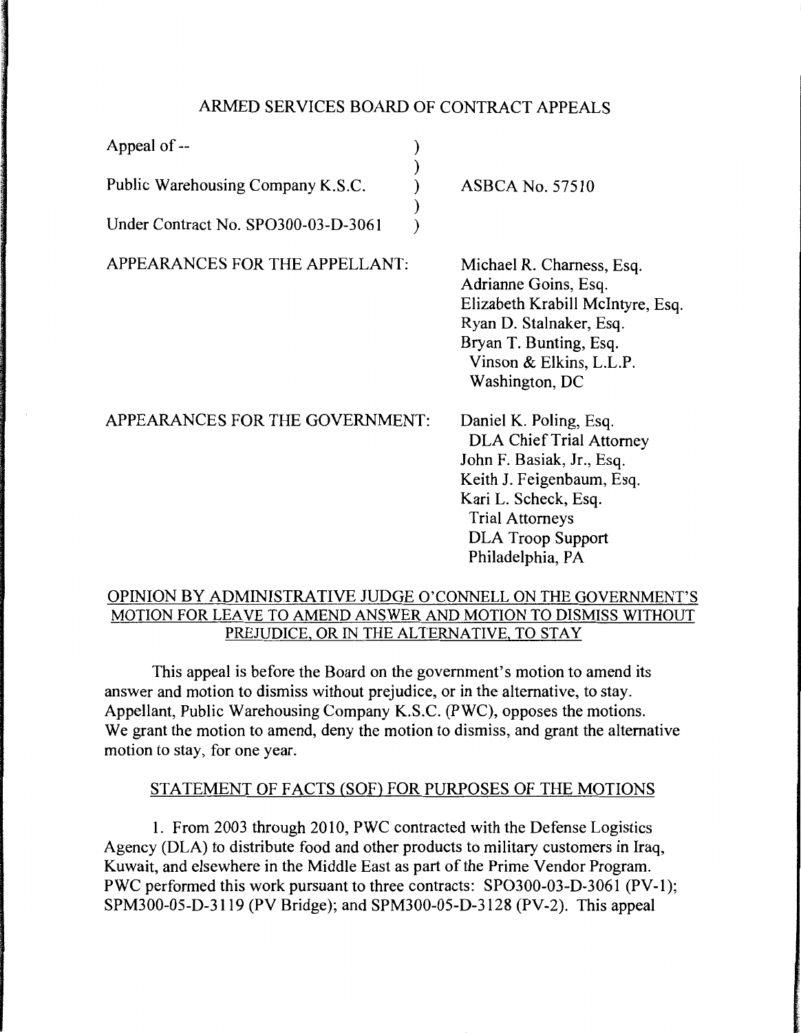# ARMED SERVICES BOARD OF CONTRACT APPEALS

| | |
|---|---|
| Appeal of -- | |
| Public Warehousing Company K.S.C. | ASBCA No. 57510 |
| Under Contract No. SPO300-03-D-3061 | |

| | |
|---|---|
| APPEARANCES FOR THE APPELLANT: | Michael R. Charness, Esq.<br>Adrianne Goins, Esq.<br>Elizabeth Krabill McIntyre, Esq.<br>Ryan D. Stalnaker, Esq.<br>Bryan T. Bunting, Esq.<br>Vinson & Elkins, L.L.P.<br>Washington, DC |
| APPEARANCES FOR THE GOVERNMENT: | Daniel K. Poling, Esq.<br>DLA Chief Trial Attorney<br>John F. Basiak, Jr., Esq.<br>Keith J. Feigenbaum, Esq.<br>Kari L. Scheck, Esq.<br>Trial Attorneys<br>DLA Troop Support<br>Philadelphia, PA |

OPINION BY ADMINISTRATIVE JUDGE O'CONNELL ON THE GOVERNMENT'S MOTION FOR LEAVE TO AMEND ANSWER AND MOTION TO DISMISS WITHOUT PREJUDICE, OR IN THE ALTERNATIVE, TO STAY

This appeal is before the Board on the government's motion to amend its answer and motion to dismiss without prejudice, or in the alternative, to stay. Appellant, Public Warehousing Company K.S.C. (PWC), opposes the motions. We grant the motion to amend, deny the motion to dismiss, and grant the alternative motion to stay, for one year.

## STATEMENT OF FACTS (SOF) FOR PURPOSES OF THE MOTIONS

1. From 2003 through 2010, PWC contracted with the Defense Logistics Agency (DLA) to distribute food and other products to military customers in Iraq, Kuwait, and elsewhere in the Middle East as part of the Prime Vendor Program. PWC performed this work pursuant to three contracts: SPO300-03-D-3061 (PV-1); SPM300-05-D-3119 (PV Bridge); and SPM300-05-D-3128 (PV-2). This appeal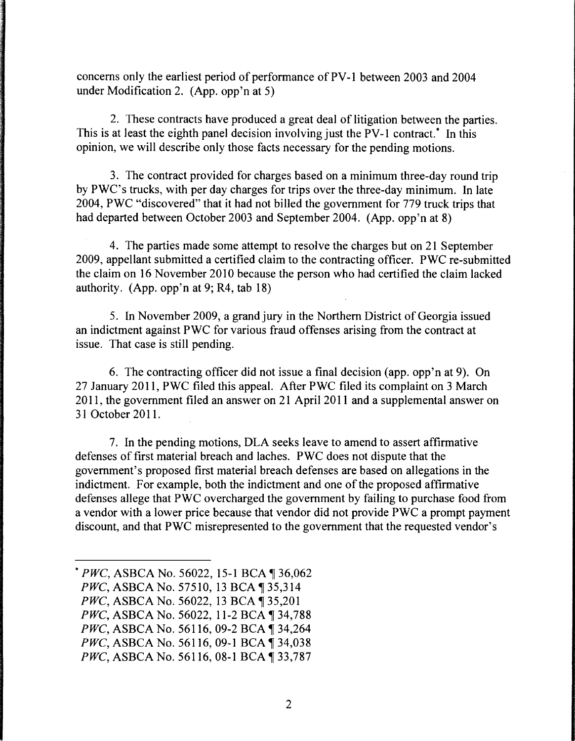concerns only the earliest period of performance of PV-1 between 2003 and 2004 under Modification 2. (App. opp'n at 5)

2. These contracts have produced a great deal of litigation between the parties. This is at least the eighth panel decision involving just the PV-1 contract.* In this opinion, we will describe only those facts necessary for the pending motions.

3. The contract provided for charges based on a minimum three-day round trip by PWC's trucks, with per day charges for trips over the three-day minimum. In late 2004, PWC "discovered" that it had not billed the government for 779 truck trips that had departed between October 2003 and September 2004. (App. opp'n at 8)

4. The parties made some attempt to resolve the charges but on 21 September 2009, appellant submitted a certified claim to the contracting officer. PWC re-submitted the claim on 16 November 2010 because the person who had certified the claim lacked authority. (App. opp'n at 9; R4, tab 18)

5. In November 2009, a grand jury in the Northern District of Georgia issued an indictment against PWC for various fraud offenses arising from the contract at issue. That case is still pending.

6. The contracting officer did not issue a final decision (app. opp'n at 9). On 27 January 2011, PWC filed this appeal. After PWC filed its complaint on 3 March 2011, the government filed an answer on 21 April 2011 and a supplemental answer on 31 October 2011.

7. In the pending motions, DLA seeks leave to amend to assert affirmative defenses of first material breach and laches. PWC does not dispute that the government's proposed first material breach defenses are based on allegations in the indictment. For example, both the indictment and one of the proposed affirmative defenses allege that PWC overcharged the government by failing to purchase food from a vendor with a lower price because that vendor did not provide PWC a prompt payment discount, and that PWC misrepresented to the government that the requested vendor's

---

\* *PWC*, ASBCA No. 56022, 15-1 BCA ¶ 36,062
*PWC*, ASBCA No. 57510, 13 BCA ¶ 35,314
*PWC*, ASBCA No. 56022, 13 BCA ¶ 35,201
*PWC*, ASBCA No. 56022, 11-2 BCA ¶ 34,788
*PWC*, ASBCA No. 56116, 09-2 BCA ¶ 34,264
*PWC*, ASBCA No. 56116, 09-1 BCA ¶ 34,038
*PWC*, ASBCA No. 56116, 08-1 BCA ¶ 33,787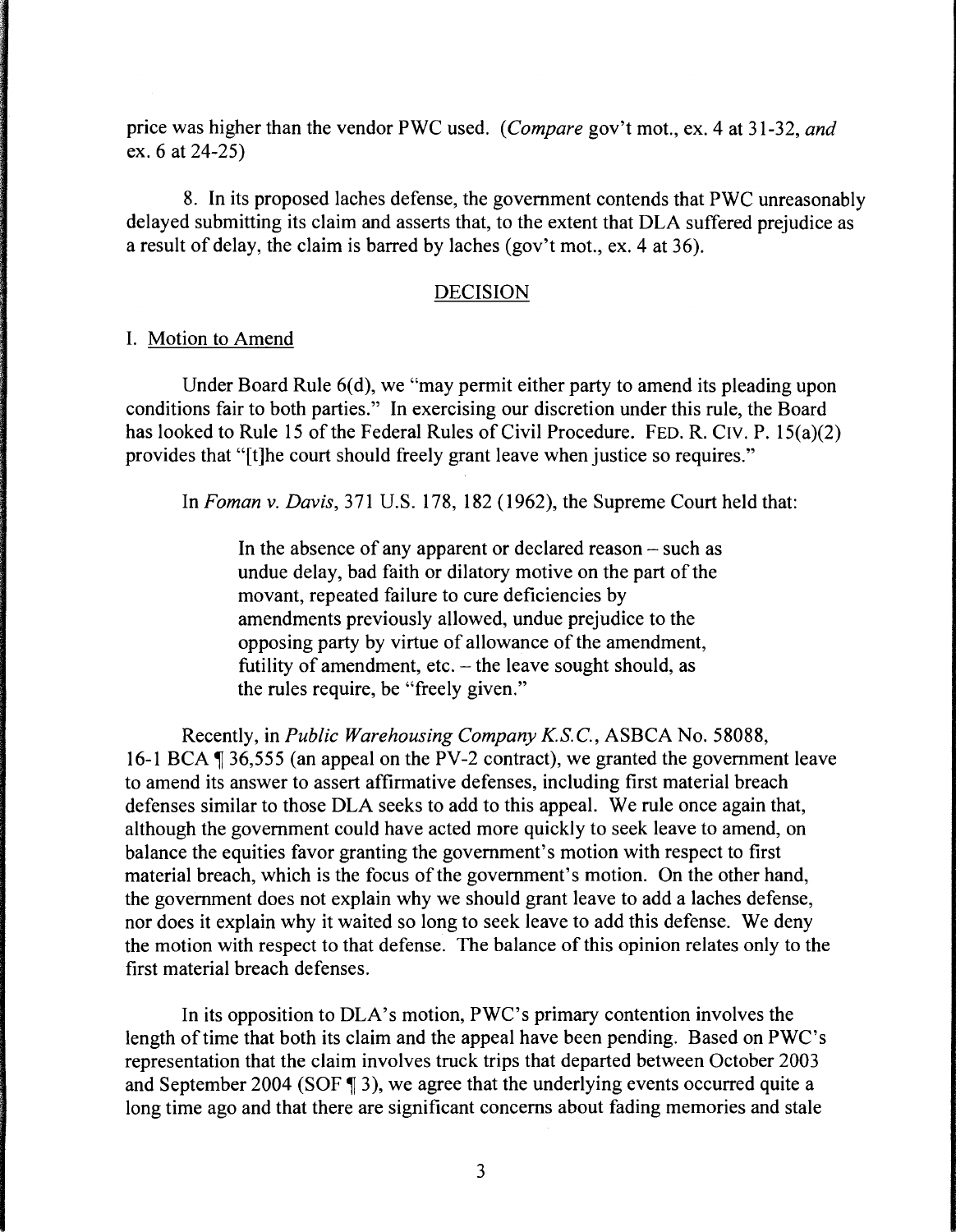price was higher than the vendor PWC used. (*Compare* gov't mot., ex. 4 at 31-32, *and* ex. 6 at 24-25)

8. In its proposed laches defense, the government contends that PWC unreasonably delayed submitting its claim and asserts that, to the extent that DLA suffered prejudice as a result of delay, the claim is barred by laches (gov't mot., ex. 4 at 36).

## DECISION

### I. Motion to Amend

Under Board Rule 6(d), we "may permit either party to amend its pleading upon conditions fair to both parties." In exercising our discretion under this rule, the Board has looked to Rule 15 of the Federal Rules of Civil Procedure. FED. R. CIV. P. 15(a)(2) provides that "[t]he court should freely grant leave when justice so requires."

In *Foman v. Davis*, 371 U.S. 178, 182 (1962), the Supreme Court held that:

> In the absence of any apparent or declared reason – such as undue delay, bad faith or dilatory motive on the part of the movant, repeated failure to cure deficiencies by amendments previously allowed, undue prejudice to the opposing party by virtue of allowance of the amendment, futility of amendment, etc. – the leave sought should, as the rules require, be "freely given."

Recently, in *Public Warehousing Company K.S.C.*, ASBCA No. 58088, 16-1 BCA ¶ 36,555 (an appeal on the PV-2 contract), we granted the government leave to amend its answer to assert affirmative defenses, including first material breach defenses similar to those DLA seeks to add to this appeal. We rule once again that, although the government could have acted more quickly to seek leave to amend, on balance the equities favor granting the government's motion with respect to first material breach, which is the focus of the government's motion. On the other hand, the government does not explain why we should grant leave to add a laches defense, nor does it explain why it waited so long to seek leave to add this defense. We deny the motion with respect to that defense. The balance of this opinion relates only to the first material breach defenses.

In its opposition to DLA's motion, PWC's primary contention involves the length of time that both its claim and the appeal have been pending. Based on PWC's representation that the claim involves truck trips that departed between October 2003 and September 2004 (SOF ¶ 3), we agree that the underlying events occurred quite a long time ago and that there are significant concerns about fading memories and stale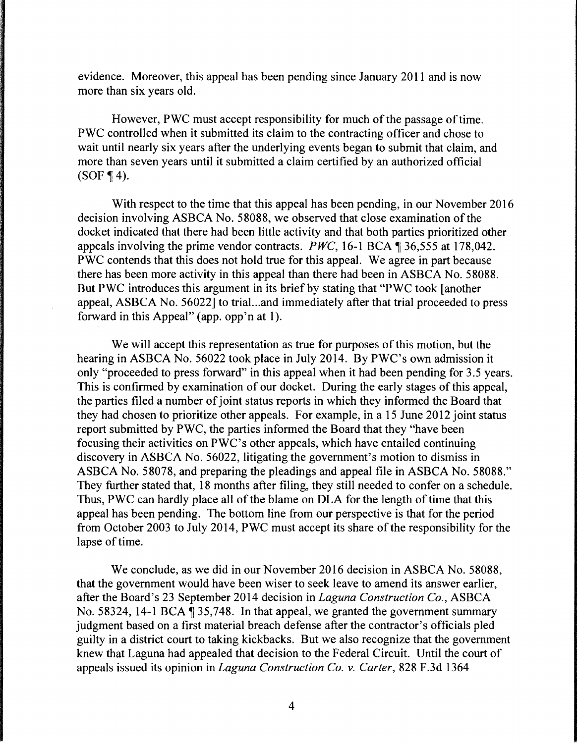evidence. Moreover, this appeal has been pending since January 2011 and is now more than six years old.

However, PWC must accept responsibility for much of the passage of time. PWC controlled when it submitted its claim to the contracting officer and chose to wait until nearly six years after the underlying events began to submit that claim, and more than seven years until it submitted a claim certified by an authorized official (SOF ¶ 4).

With respect to the time that this appeal has been pending, in our November 2016 decision involving ASBCA No. 58088, we observed that close examination of the docket indicated that there had been little activity and that both parties prioritized other appeals involving the prime vendor contracts. *PWC*, 16-1 BCA ¶ 36,555 at 178,042. PWC contends that this does not hold true for this appeal. We agree in part because there has been more activity in this appeal than there had been in ASBCA No. 58088. But PWC introduces this argument in its brief by stating that "PWC took [another appeal, ASBCA No. 56022] to trial...and immediately after that trial proceeded to press forward in this Appeal" (app. opp'n at 1).

We will accept this representation as true for purposes of this motion, but the hearing in ASBCA No. 56022 took place in July 2014. By PWC's own admission it only "proceeded to press forward" in this appeal when it had been pending for 3.5 years. This is confirmed by examination of our docket. During the early stages of this appeal, the parties filed a number of joint status reports in which they informed the Board that they had chosen to prioritize other appeals. For example, in a 15 June 2012 joint status report submitted by PWC, the parties informed the Board that they "have been focusing their activities on PWC's other appeals, which have entailed continuing discovery in ASBCA No. 56022, litigating the government's motion to dismiss in ASBCA No. 58078, and preparing the pleadings and appeal file in ASBCA No. 58088." They further stated that, 18 months after filing, they still needed to confer on a schedule. Thus, PWC can hardly place all of the blame on DLA for the length of time that this appeal has been pending. The bottom line from our perspective is that for the period from October 2003 to July 2014, PWC must accept its share of the responsibility for the lapse of time.

We conclude, as we did in our November 2016 decision in ASBCA No. 58088, that the government would have been wiser to seek leave to amend its answer earlier, after the Board's 23 September 2014 decision in *Laguna Construction Co.*, ASBCA No. 58324, 14-1 BCA ¶ 35,748. In that appeal, we granted the government summary judgment based on a first material breach defense after the contractor's officials pled guilty in a district court to taking kickbacks. But we also recognize that the government knew that Laguna had appealed that decision to the Federal Circuit. Until the court of appeals issued its opinion in *Laguna Construction Co. v. Carter*, 828 F.3d 1364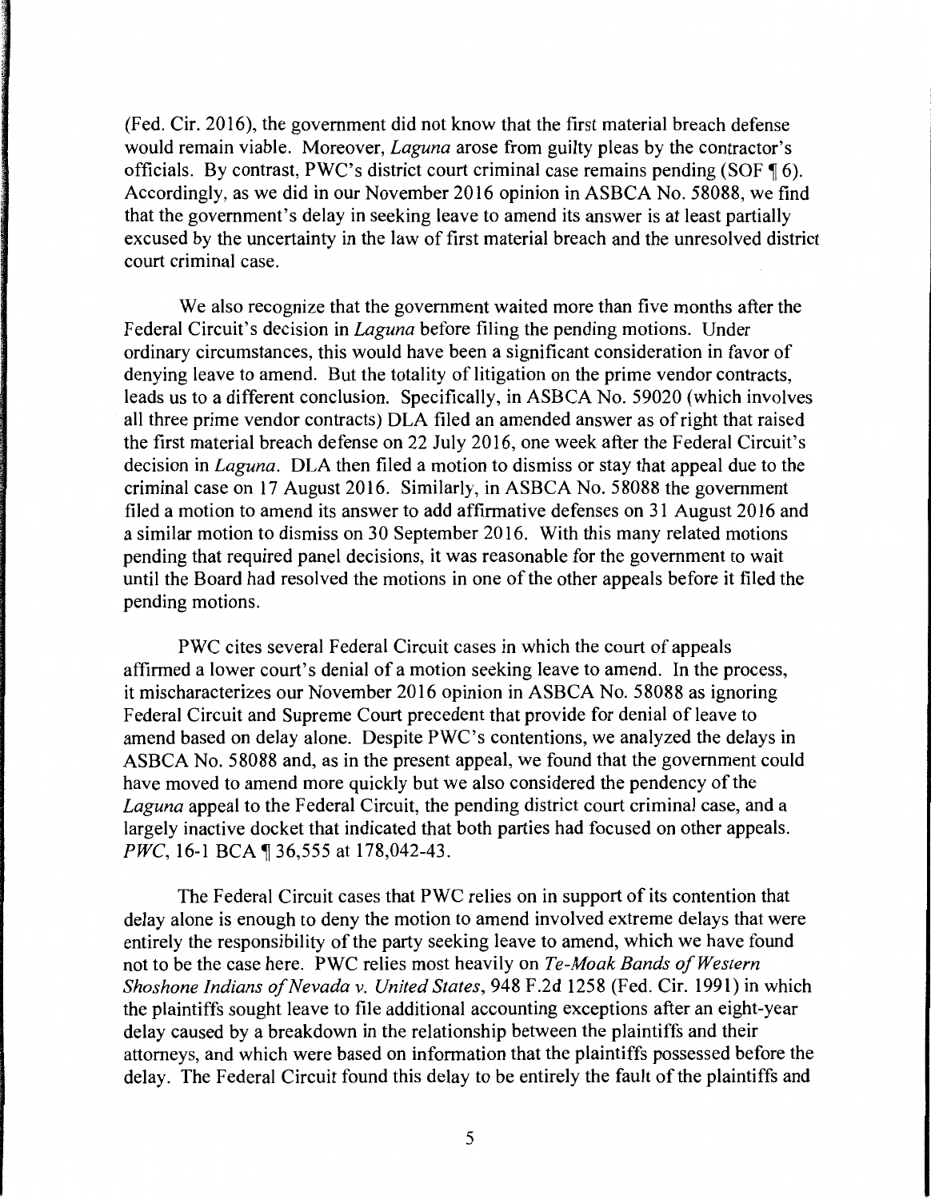(Fed. Cir. 2016), the government did not know that the first material breach defense would remain viable. Moreover, *Laguna* arose from guilty pleas by the contractor's officials. By contrast, PWC's district court criminal case remains pending (SOF ¶ 6). Accordingly, as we did in our November 2016 opinion in ASBCA No. 58088, we find that the government's delay in seeking leave to amend its answer is at least partially excused by the uncertainty in the law of first material breach and the unresolved district court criminal case.

We also recognize that the government waited more than five months after the Federal Circuit's decision in *Laguna* before filing the pending motions. Under ordinary circumstances, this would have been a significant consideration in favor of denying leave to amend. But the totality of litigation on the prime vendor contracts, leads us to a different conclusion. Specifically, in ASBCA No. 59020 (which involves all three prime vendor contracts) DLA filed an amended answer as of right that raised the first material breach defense on 22 July 2016, one week after the Federal Circuit's decision in *Laguna*. DLA then filed a motion to dismiss or stay that appeal due to the criminal case on 17 August 2016. Similarly, in ASBCA No. 58088 the government filed a motion to amend its answer to add affirmative defenses on 31 August 2016 and a similar motion to dismiss on 30 September 2016. With this many related motions pending that required panel decisions, it was reasonable for the government to wait until the Board had resolved the motions in one of the other appeals before it filed the pending motions.

PWC cites several Federal Circuit cases in which the court of appeals affirmed a lower court's denial of a motion seeking leave to amend. In the process, it mischaracterizes our November 2016 opinion in ASBCA No. 58088 as ignoring Federal Circuit and Supreme Court precedent that provide for denial of leave to amend based on delay alone. Despite PWC's contentions, we analyzed the delays in ASBCA No. 58088 and, as in the present appeal, we found that the government could have moved to amend more quickly but we also considered the pendency of the *Laguna* appeal to the Federal Circuit, the pending district court criminal case, and a largely inactive docket that indicated that both parties had focused on other appeals. *PWC*, 16-1 BCA ¶ 36,555 at 178,042-43.

The Federal Circuit cases that PWC relies on in support of its contention that delay alone is enough to deny the motion to amend involved extreme delays that were entirely the responsibility of the party seeking leave to amend, which we have found not to be the case here. PWC relies most heavily on *Te-Moak Bands of Western Shoshone Indians of Nevada v. United States*, 948 F.2d 1258 (Fed. Cir. 1991) in which the plaintiffs sought leave to file additional accounting exceptions after an eight-year delay caused by a breakdown in the relationship between the plaintiffs and their attorneys, and which were based on information that the plaintiffs possessed before the delay. The Federal Circuit found this delay to be entirely the fault of the plaintiffs and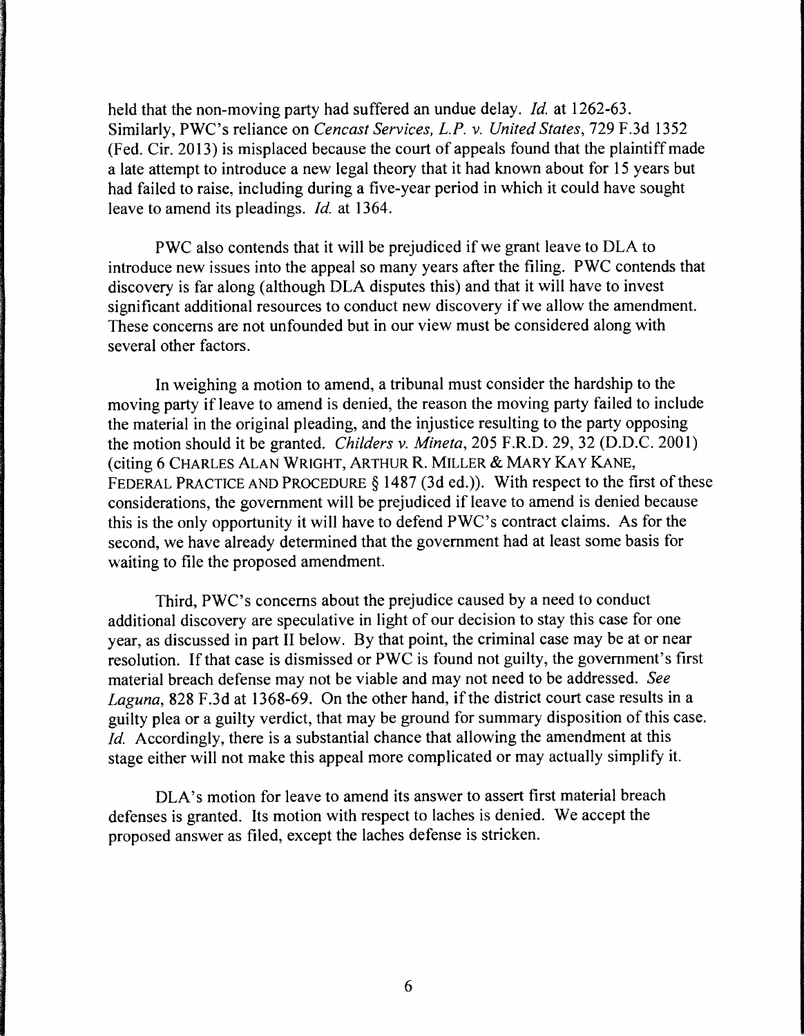held that the non-moving party had suffered an undue delay. *Id.* at 1262-63. Similarly, PWC's reliance on *Cencast Services, L.P. v. United States*, 729 F.3d 1352 (Fed. Cir. 2013) is misplaced because the court of appeals found that the plaintiff made a late attempt to introduce a new legal theory that it had known about for 15 years but had failed to raise, including during a five-year period in which it could have sought leave to amend its pleadings. *Id.* at 1364.

PWC also contends that it will be prejudiced if we grant leave to DLA to introduce new issues into the appeal so many years after the filing. PWC contends that discovery is far along (although DLA disputes this) and that it will have to invest significant additional resources to conduct new discovery if we allow the amendment. These concerns are not unfounded but in our view must be considered along with several other factors.

In weighing a motion to amend, a tribunal must consider the hardship to the moving party if leave to amend is denied, the reason the moving party failed to include the material in the original pleading, and the injustice resulting to the party opposing the motion should it be granted. *Childers v. Mineta*, 205 F.R.D. 29, 32 (D.D.C. 2001) (citing 6 CHARLES ALAN WRIGHT, ARTHUR R. MILLER & MARY KAY KANE, FEDERAL PRACTICE AND PROCEDURE § 1487 (3d ed.)). With respect to the first of these considerations, the government will be prejudiced if leave to amend is denied because this is the only opportunity it will have to defend PWC's contract claims. As for the second, we have already determined that the government had at least some basis for waiting to file the proposed amendment.

Third, PWC's concerns about the prejudice caused by a need to conduct additional discovery are speculative in light of our decision to stay this case for one year, as discussed in part II below. By that point, the criminal case may be at or near resolution. If that case is dismissed or PWC is found not guilty, the government's first material breach defense may not be viable and may not need to be addressed. *See Laguna*, 828 F.3d at 1368-69. On the other hand, if the district court case results in a guilty plea or a guilty verdict, that may be ground for summary disposition of this case. *Id.* Accordingly, there is a substantial chance that allowing the amendment at this stage either will not make this appeal more complicated or may actually simplify it.

DLA's motion for leave to amend its answer to assert first material breach defenses is granted. Its motion with respect to laches is denied. We accept the proposed answer as filed, except the laches defense is stricken.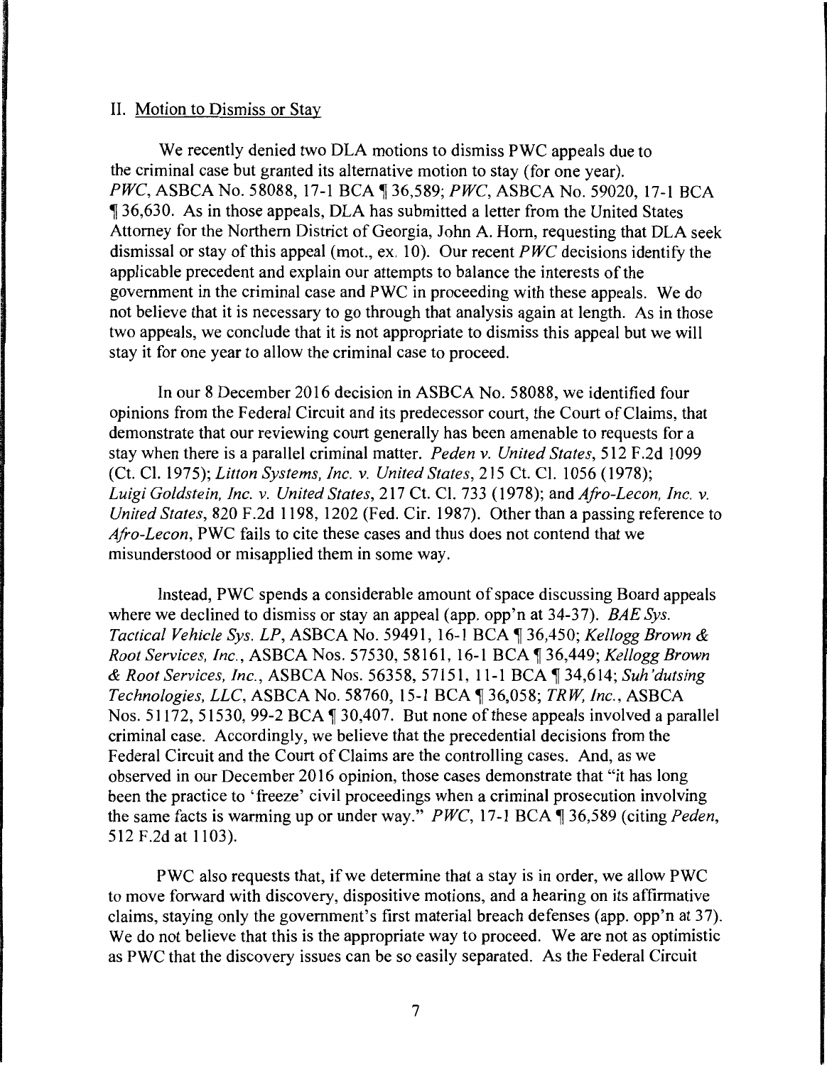## II. Motion to Dismiss or Stay

We recently denied two DLA motions to dismiss PWC appeals due to the criminal case but granted its alternative motion to stay (for one year). *PWC*, ASBCA No. 58088, 17-1 BCA ¶ 36,589; *PWC*, ASBCA No. 59020, 17-1 BCA ¶ 36,630. As in those appeals, DLA has submitted a letter from the United States Attorney for the Northern District of Georgia, John A. Horn, requesting that DLA seek dismissal or stay of this appeal (mot., ex. 10). Our recent *PWC* decisions identify the applicable precedent and explain our attempts to balance the interests of the government in the criminal case and PWC in proceeding with these appeals. We do not believe that it is necessary to go through that analysis again at length. As in those two appeals, we conclude that it is not appropriate to dismiss this appeal but we will stay it for one year to allow the criminal case to proceed.

In our 8 December 2016 decision in ASBCA No. 58088, we identified four opinions from the Federal Circuit and its predecessor court, the Court of Claims, that demonstrate that our reviewing court generally has been amenable to requests for a stay when there is a parallel criminal matter. *Peden v. United States*, 512 F.2d 1099 (Ct. Cl. 1975); *Litton Systems, Inc. v. United States*, 215 Ct. Cl. 1056 (1978); *Luigi Goldstein, Inc. v. United States*, 217 Ct. Cl. 733 (1978); and *Afro-Lecon, Inc. v. United States*, 820 F.2d 1198, 1202 (Fed. Cir. 1987). Other than a passing reference to *Afro-Lecon*, PWC fails to cite these cases and thus does not contend that we misunderstood or misapplied them in some way.

Instead, PWC spends a considerable amount of space discussing Board appeals where we declined to dismiss or stay an appeal (app. opp'n at 34-37). *BAE Sys. Tactical Vehicle Sys. LP*, ASBCA No. 59491, 16-1 BCA ¶ 36,450; *Kellogg Brown & Root Services, Inc.*, ASBCA Nos. 57530, 58161, 16-1 BCA ¶ 36,449; *Kellogg Brown & Root Services, Inc.*, ASBCA Nos. 56358, 57151, 11-1 BCA ¶ 34,614; *Suh'dutsing Technologies, LLC*, ASBCA No. 58760, 15-1 BCA ¶ 36,058; *TRW, Inc.*, ASBCA Nos. 51172, 51530, 99-2 BCA ¶ 30,407. But none of these appeals involved a parallel criminal case. Accordingly, we believe that the precedential decisions from the Federal Circuit and the Court of Claims are the controlling cases. And, as we observed in our December 2016 opinion, those cases demonstrate that "it has long been the practice to 'freeze' civil proceedings when a criminal prosecution involving the same facts is warming up or under way." *PWC*, 17-1 BCA ¶ 36,589 (citing *Peden*, 512 F.2d at 1103).

PWC also requests that, if we determine that a stay is in order, we allow PWC to move forward with discovery, dispositive motions, and a hearing on its affirmative claims, staying only the government's first material breach defenses (app. opp'n at 37). We do not believe that this is the appropriate way to proceed. We are not as optimistic as PWC that the discovery issues can be so easily separated. As the Federal Circuit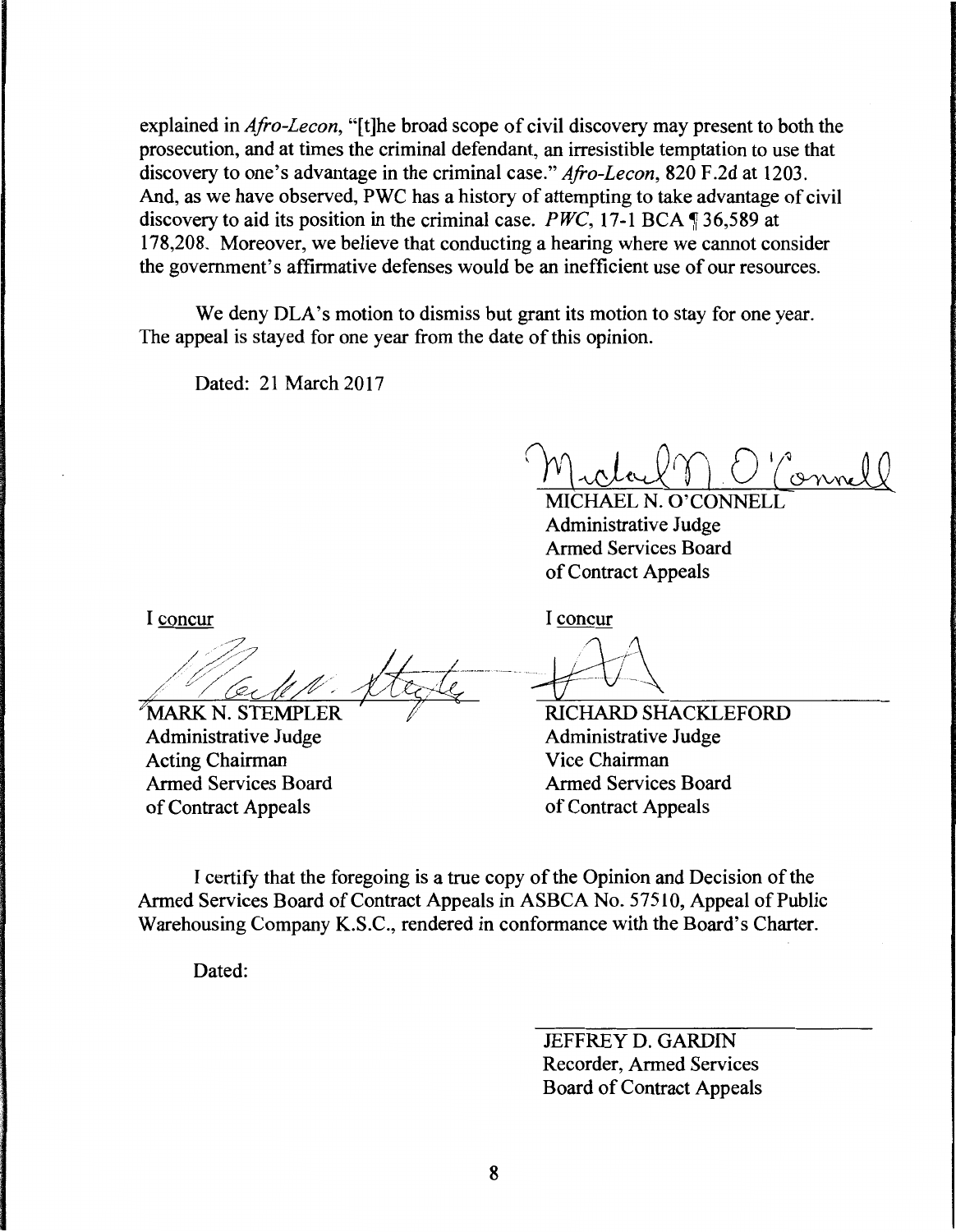explained in *Afro-Lecon*, "[t]he broad scope of civil discovery may present to both the prosecution, and at times the criminal defendant, an irresistible temptation to use that discovery to one's advantage in the criminal case." *Afro-Lecon*, 820 F.2d at 1203. And, as we have observed, PWC has a history of attempting to take advantage of civil discovery to aid its position in the criminal case. *PWC*, 17-1 BCA ¶ 36,589 at 178,208. Moreover, we believe that conducting a hearing where we cannot consider the government's affirmative defenses would be an inefficient use of our resources.

We deny DLA's motion to dismiss but grant its motion to stay for one year. The appeal is stayed for one year from the date of this opinion.

Dated: 21 March 2017

MICHAEL N. O'CONNELL
Administrative Judge
Armed Services Board
of Contract Appeals

I concur

MARK N. STEMPLER
Administrative Judge
Acting Chairman
Armed Services Board
of Contract Appeals

I concur

RICHARD SHACKLEFORD
Administrative Judge
Vice Chairman
Armed Services Board
of Contract Appeals

I certify that the foregoing is a true copy of the Opinion and Decision of the Armed Services Board of Contract Appeals in ASBCA No. 57510, Appeal of Public Warehousing Company K.S.C., rendered in conformance with the Board's Charter.

Dated:

JEFFREY D. GARDIN
Recorder, Armed Services
Board of Contract Appeals